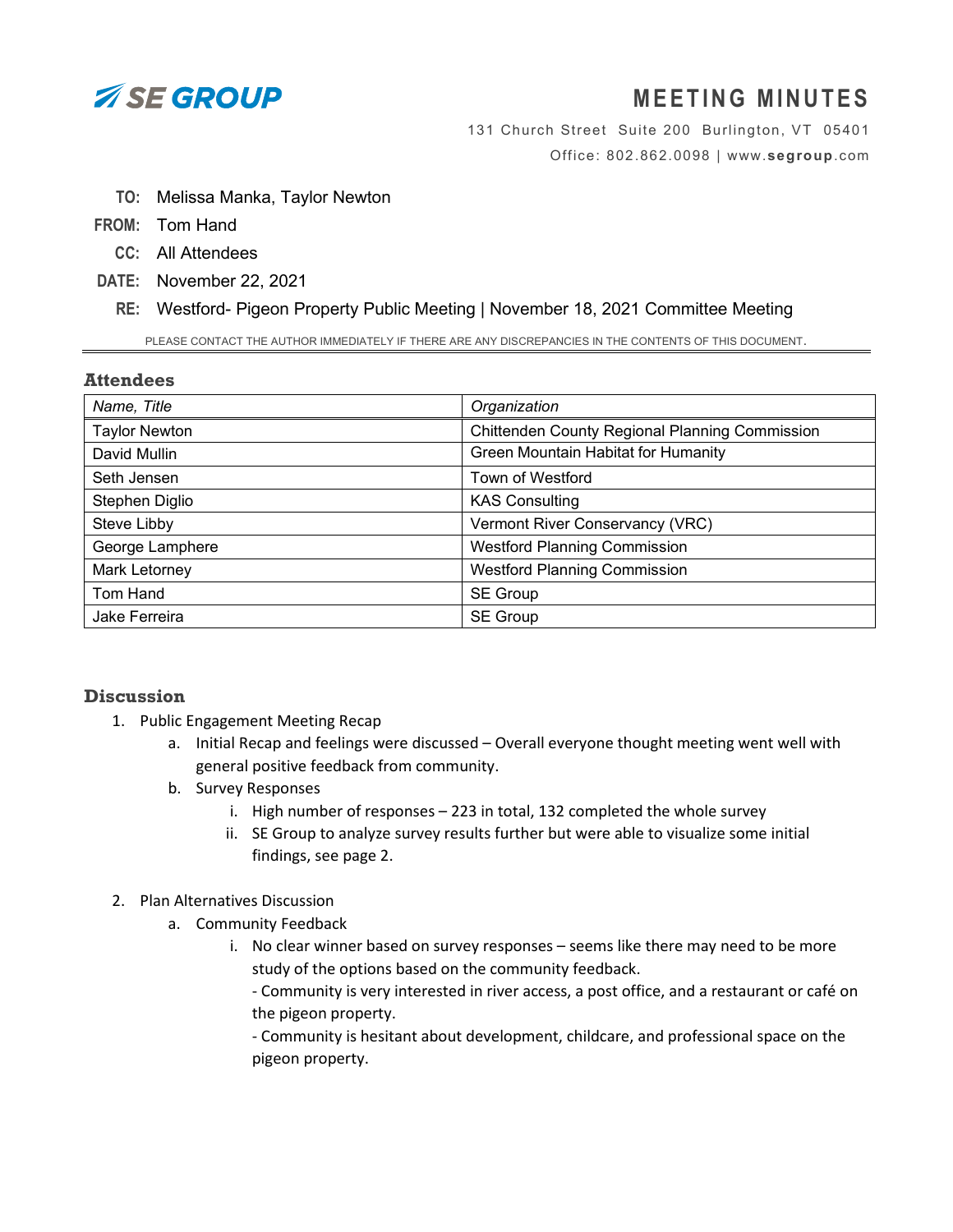SE GROUP

# MEETING MINUTES

131 Church Street Suite 200 Burlington, VT 05401
Office: 802.862.0098 | www.segroup.com

**TO:** Melissa Manka, Taylor Newton
**FROM:** Tom Hand
**CC:** All Attendees
**DATE:** November 22, 2021
**RE:** Westford- Pigeon Property Public Meeting | November 18, 2021 Committee Meeting

PLEASE CONTACT THE AUTHOR IMMEDIATELY IF THERE ARE ANY DISCREPANCIES IN THE CONTENTS OF THIS DOCUMENT.

## Attendees

| *Name, Title* | *Organization* |
|---|---|
| Taylor Newton | Chittenden County Regional Planning Commission |
| David Mullin | Green Mountain Habitat for Humanity |
| Seth Jensen | Town of Westford |
| Stephen Diglio | KAS Consulting |
| Steve Libby | Vermont River Conservancy (VRC) |
| George Lamphere | Westford Planning Commission |
| Mark Letorney | Westford Planning Commission |
| Tom Hand | SE Group |
| Jake Ferreira | SE Group |

## Discussion

1. Public Engagement Meeting Recap
   a. Initial Recap and feelings were discussed – Overall everyone thought meeting went well with general positive feedback from community.
   b. Survey Responses
      i. High number of responses – 223 in total, 132 completed the whole survey
      ii. SE Group to analyze survey results further but were able to visualize some initial findings, see page 2.

2. Plan Alternatives Discussion
   a. Community Feedback
      i. No clear winner based on survey responses – seems like there may need to be more study of the options based on the community feedback.
      - Community is very interested in river access, a post office, and a restaurant or café on the pigeon property.
      - Community is hesitant about development, childcare, and professional space on the pigeon property.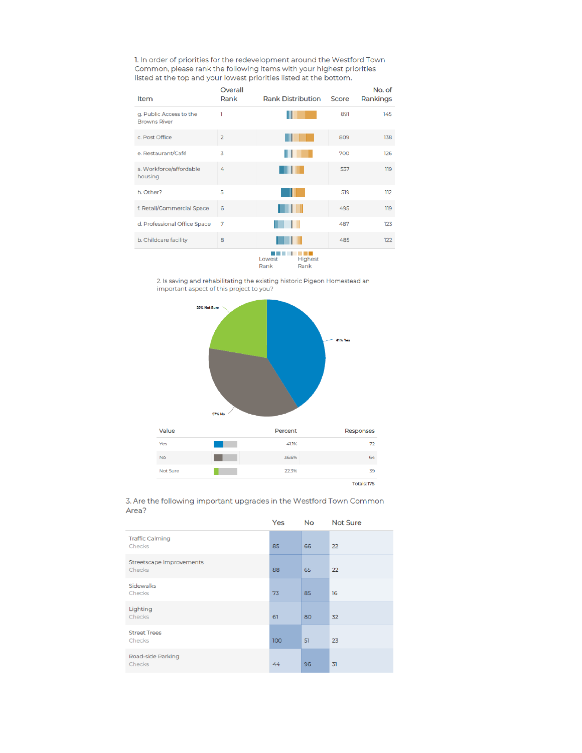1. In order of priorities for the redevelopment around the Westford Town Common, please rank the following items with your highest priorities listed at the top and your lowest priorities listed at the bottom.

| Item | Overall Rank | Rank Distribution | Score | No. of Rankings |
|---|---|---|---|---|
| g. Public Access to the Browns River | 1 | | 891 | 145 |
| c. Post Office | 2 | | 809 | 138 |
| e. Restaurant/Café | 3 | | 700 | 126 |
| a. Workforce/affordable housing | 4 | | 537 | 119 |
| h. Other? | 5 | | 519 | 112 |
| f. Retail/Commercial Space | 6 | | 495 | 119 |
| d. Professional Office Space | 7 | | 487 | 123 |
| b. Childcare facility | 8 | | 485 | 122 |

Lowest Rank — Highest Rank

2. Is saving and rehabilitating the existing historic Pigeon Homestead an important aspect of this project to you?

22% Not Sure

41% Yes

37% No

| Value | Percent | Responses |
|---|---|---|
| Yes | 41.1% | 72 |
| No | 36.6% | 64 |
| Not Sure | 22.3% | 39 |
| | | Totals: 175 |

3. Are the following important upgrades in the Westford Town Common Area?

| | Yes | No | Not Sure |
|---|---|---|---|
| Traffic Calming<br>Checks | 85 | 66 | 22 |
| Streetscape Improvements<br>Checks | 88 | 65 | 22 |
| Sidewalks<br>Checks | 73 | 85 | 16 |
| Lighting<br>Checks | 61 | 80 | 32 |
| Street Trees<br>Checks | 100 | 51 | 23 |
| Road-side Parking<br>Checks | 44 | 96 | 31 |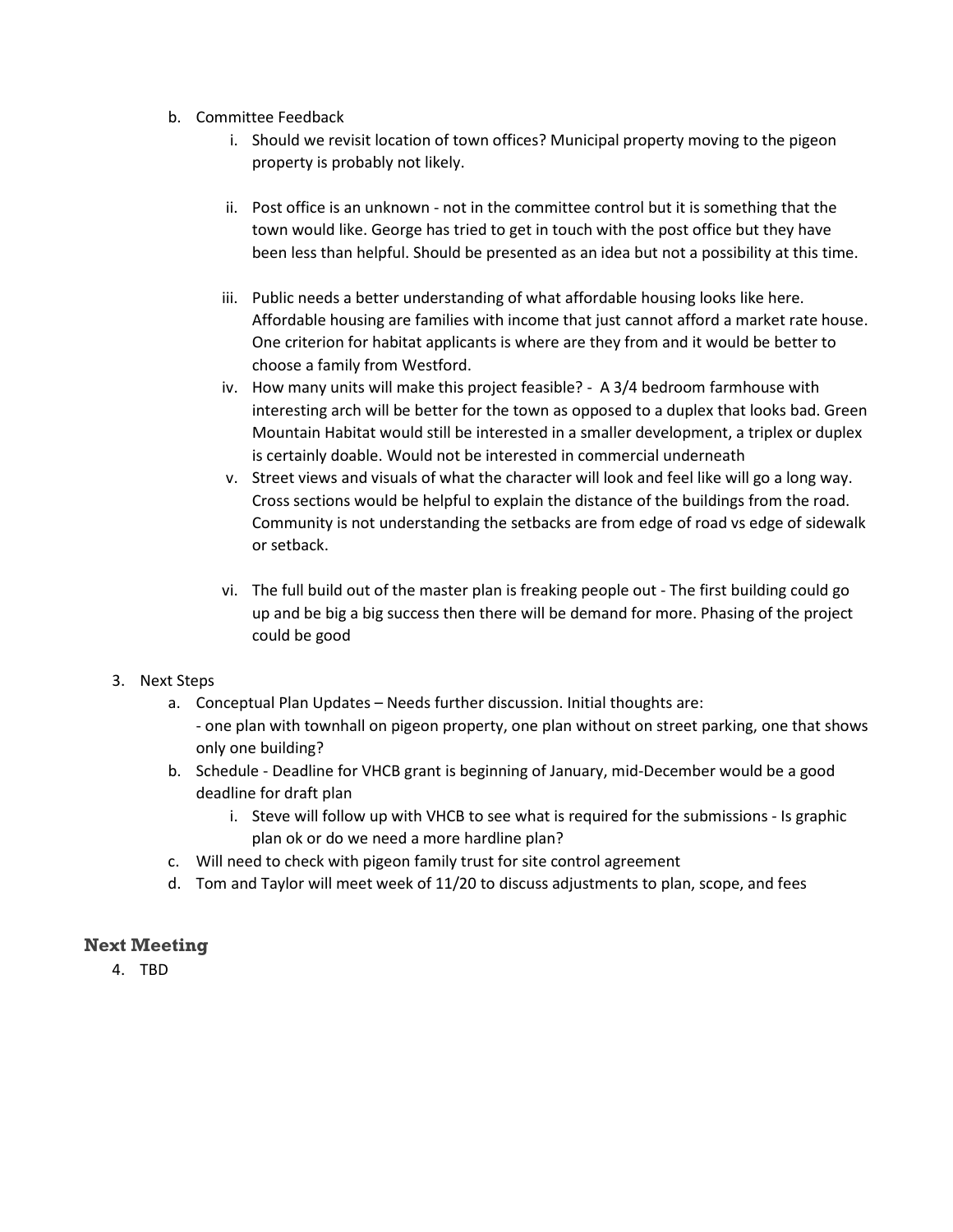b. Committee Feedback
    i. Should we revisit location of town offices? Municipal property moving to the pigeon property is probably not likely.

    ii. Post office is an unknown - not in the committee control but it is something that the town would like. George has tried to get in touch with the post office but they have been less than helpful. Should be presented as an idea but not a possibility at this time.

    iii. Public needs a better understanding of what affordable housing looks like here. Affordable housing are families with income that just cannot afford a market rate house. One criterion for habitat applicants is where are they from and it would be better to choose a family from Westford.
    iv. How many units will make this project feasible? - A 3/4 bedroom farmhouse with interesting arch will be better for the town as opposed to a duplex that looks bad. Green Mountain Habitat would still be interested in a smaller development, a triplex or duplex is certainly doable. Would not be interested in commercial underneath
    v. Street views and visuals of what the character will look and feel like will go a long way. Cross sections would be helpful to explain the distance of the buildings from the road. Community is not understanding the setbacks are from edge of road vs edge of sidewalk or setback.

    vi. The full build out of the master plan is freaking people out - The first building could go up and be big a big success then there will be demand for more. Phasing of the project could be good

3. Next Steps
    a. Conceptual Plan Updates – Needs further discussion. Initial thoughts are:
       - one plan with townhall on pigeon property, one plan without on street parking, one that shows only one building?
    b. Schedule - Deadline for VHCB grant is beginning of January, mid-December would be a good deadline for draft plan
        i. Steve will follow up with VHCB to see what is required for the submissions - Is graphic plan ok or do we need a more hardline plan?
    c. Will need to check with pigeon family trust for site control agreement
    d. Tom and Taylor will meet week of 11/20 to discuss adjustments to plan, scope, and fees

## Next Meeting

4. TBD